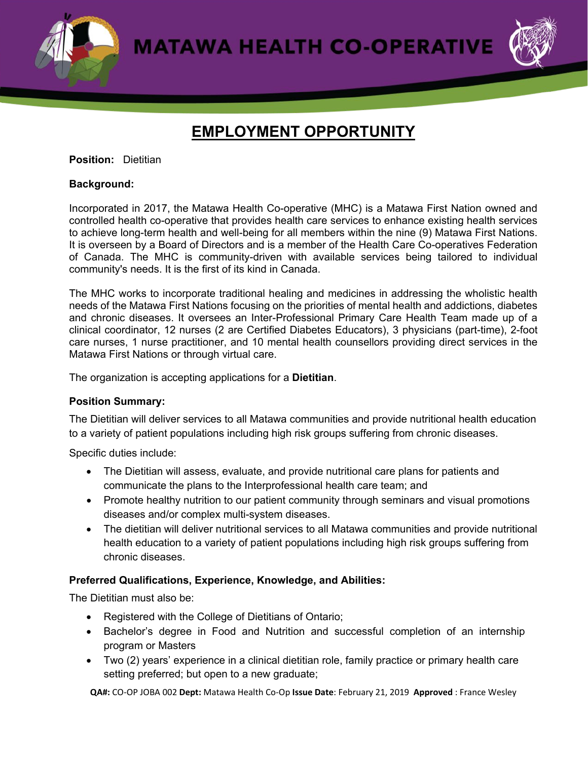# MATAWA HEALTH CO-OPERATIVE

## EMPLOYMENT OPPORTUNITY

**Position:** Dietitian

**Background:**

Incorporated in 2017, the Matawa Health Co-operative (MHC) is a Matawa First Nation owned and controlled health co-operative that provides health care services to enhance existing health services to achieve long-term health and well-being for all members within the nine (9) Matawa First Nations. It is overseen by a Board of Directors and is a member of the Health Care Co-operatives Federation of Canada. The MHC is community-driven with available services being tailored to individual community's needs. It is the first of its kind in Canada.

The MHC works to incorporate traditional healing and medicines in addressing the wholistic health needs of the Matawa First Nations focusing on the priorities of mental health and addictions, diabetes and chronic diseases. It oversees an Inter-Professional Primary Care Health Team made up of a clinical coordinator, 12 nurses (2 are Certified Diabetes Educators), 3 physicians (part-time), 2-foot care nurses, 1 nurse practitioner, and 10 mental health counsellors providing direct services in the Matawa First Nations or through virtual care.

The organization is accepting applications for a **Dietitian**.

**Position Summary:**

The Dietitian will deliver services to all Matawa communities and provide nutritional health education to a variety of patient populations including high risk groups suffering from chronic diseases.

Specific duties include:

- The Dietitian will assess, evaluate, and provide nutritional care plans for patients and communicate the plans to the Interprofessional health care team; and
- Promote healthy nutrition to our patient community through seminars and visual promotions diseases and/or complex multi-system diseases.
- The dietitian will deliver nutritional services to all Matawa communities and provide nutritional health education to a variety of patient populations including high risk groups suffering from chronic diseases.

**Preferred Qualifications, Experience, Knowledge, and Abilities:**

The Dietitian must also be:

- Registered with the College of Dietitians of Ontario;
- Bachelor's degree in Food and Nutrition and successful completion of an internship program or Masters
- Two (2) years' experience in a clinical dietitian role, family practice or primary health care setting preferred; but open to a new graduate;

**QA#:** CO-OP JOBA 002 **Dept:** Matawa Health Co-Op **Issue Date**: February 21, 2019 **Approved** : France Wesley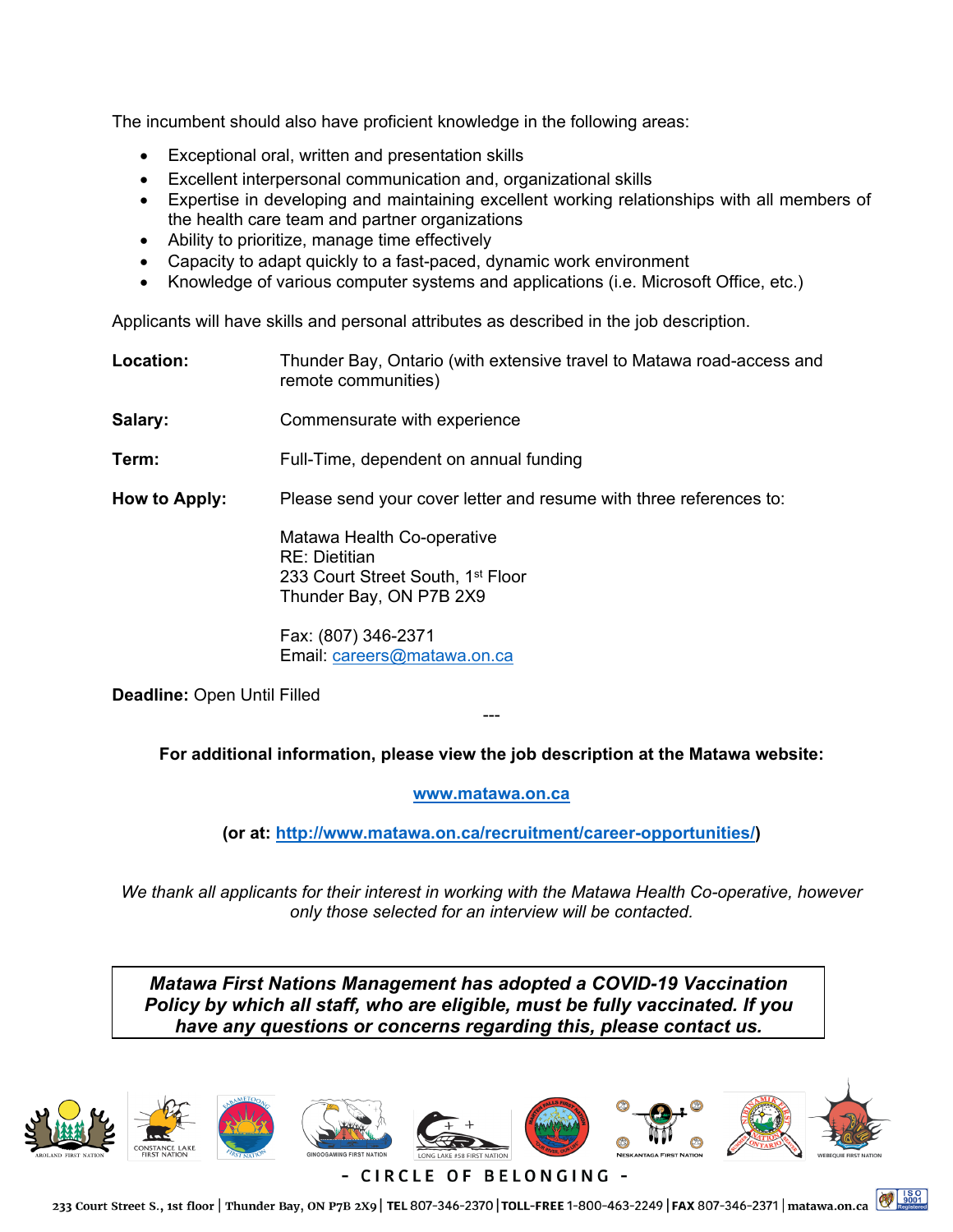The incumbent should also have proficient knowledge in the following areas:

- Exceptional oral, written and presentation skills
- Excellent interpersonal communication and, organizational skills
- Expertise in developing and maintaining excellent working relationships with all members of the health care team and partner organizations
- Ability to prioritize, manage time effectively
- Capacity to adapt quickly to a fast-paced, dynamic work environment
- Knowledge of various computer systems and applications (i.e. Microsoft Office, etc.)

Applicants will have skills and personal attributes as described in the job description.

**Location:** Thunder Bay, Ontario (with extensive travel to Matawa road-access and remote communities)

**Salary:** Commensurate with experience

**Term:** Full-Time, dependent on annual funding

**How to Apply:** Please send your cover letter and resume with three references to:

Matawa Health Co-operative
RE: Dietitian
233 Court Street South, 1st Floor
Thunder Bay, ON P7B 2X9

Fax: (807) 346-2371
Email: careers@matawa.on.ca

**Deadline:** Open Until Filled

---

**For additional information, please view the job description at the Matawa website:**

**www.matawa.on.ca**

**(or at: http://www.matawa.on.ca/recruitment/career-opportunities/)**

*We thank all applicants for their interest in working with the Matawa Health Co-operative, however only those selected for an interview will be contacted.*

***Matawa First Nations Management has adopted a COVID-19 Vaccination Policy by which all staff, who are eligible, must be fully vaccinated. If you have any questions or concerns regarding this, please contact us.***

AROLAND FIRST NATION | CONSTANCE LAKE FIRST NATION | EABAMETOONG FIRST NATION | GINOOGAMING FIRST NATION | LONG LAKE #58 FIRST NATION | MARTEN FALLS FIRST NATION | NESKANTAGA FIRST NATION | NIBINAMIK FIRST NATION | WEBEQUIE FIRST NATION

- CIRCLE OF BELONGING -

233 Court Street S., 1st floor | Thunder Bay, ON P7B 2X9 | TEL 807-346-2370 | TOLL-FREE 1-800-463-2249 | FAX 807-346-2371 | matawa.on.ca